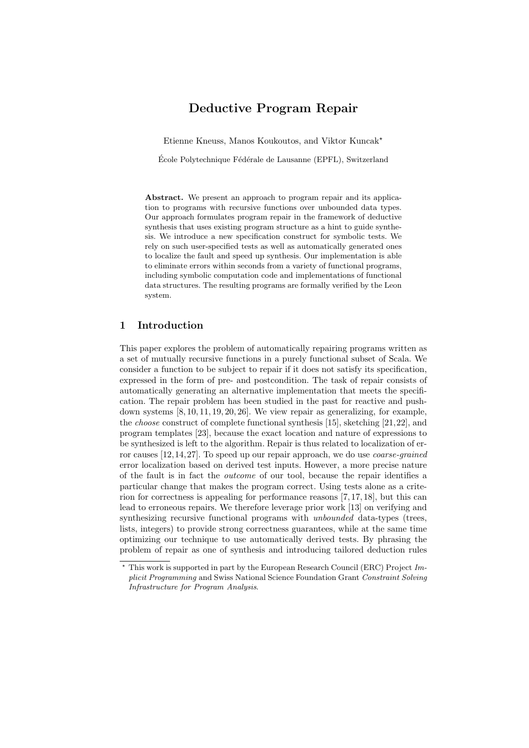# Deductive Program Repair

Etienne Kneuss, Manos Koukoutos, and Viktor Kuncak*

École Polytechnique Fédérale de Lausanne (EPFL), Switzerland

**Abstract.** We present an approach to program repair and its application to programs with recursive functions over unbounded data types. Our approach formulates program repair in the framework of deductive synthesis that uses existing program structure as a hint to guide synthesis. We introduce a new specification construct for symbolic tests. We rely on such user-specified tests as well as automatically generated ones to localize the fault and speed up synthesis. Our implementation is able to eliminate errors within seconds from a variety of functional programs, including symbolic computation code and implementations of functional data structures. The resulting programs are formally verified by the Leon system.

## 1 Introduction

This paper explores the problem of automatically repairing programs written as a set of mutually recursive functions in a purely functional subset of Scala. We consider a function to be subject to repair if it does not satisfy its specification, expressed in the form of pre- and postcondition. The task of repair consists of automatically generating an alternative implementation that meets the specification. The repair problem has been studied in the past for reactive and push-down systems [8, 10, 11, 19, 20, 26]. We view repair as generalizing, for example, the *choose* construct of complete functional synthesis [15], sketching [21, 22], and program templates [23], because the exact location and nature of expressions to be synthesized is left to the algorithm. Repair is thus related to localization of error causes [12, 14, 27]. To speed up our repair approach, we do use *coarse-grained* error localization based on derived test inputs. However, a more precise nature of the fault is in fact the *outcome* of our tool, because the repair identifies a particular change that makes the program correct. Using tests alone as a criterion for correctness is appealing for performance reasons [7, 17, 18], but this can lead to erroneous repairs. We therefore leverage prior work [13] on verifying and synthesizing recursive functional programs with *unbounded* data-types (trees, lists, integers) to provide strong correctness guarantees, while at the same time optimizing our technique to use automatically derived tests. By phrasing the problem of repair as one of synthesis and introducing tailored deduction rules

---

* This work is supported in part by the European Research Council (ERC) Project *Implicit Programming* and Swiss National Science Foundation Grant *Constraint Solving Infrastructure for Program Analysis*.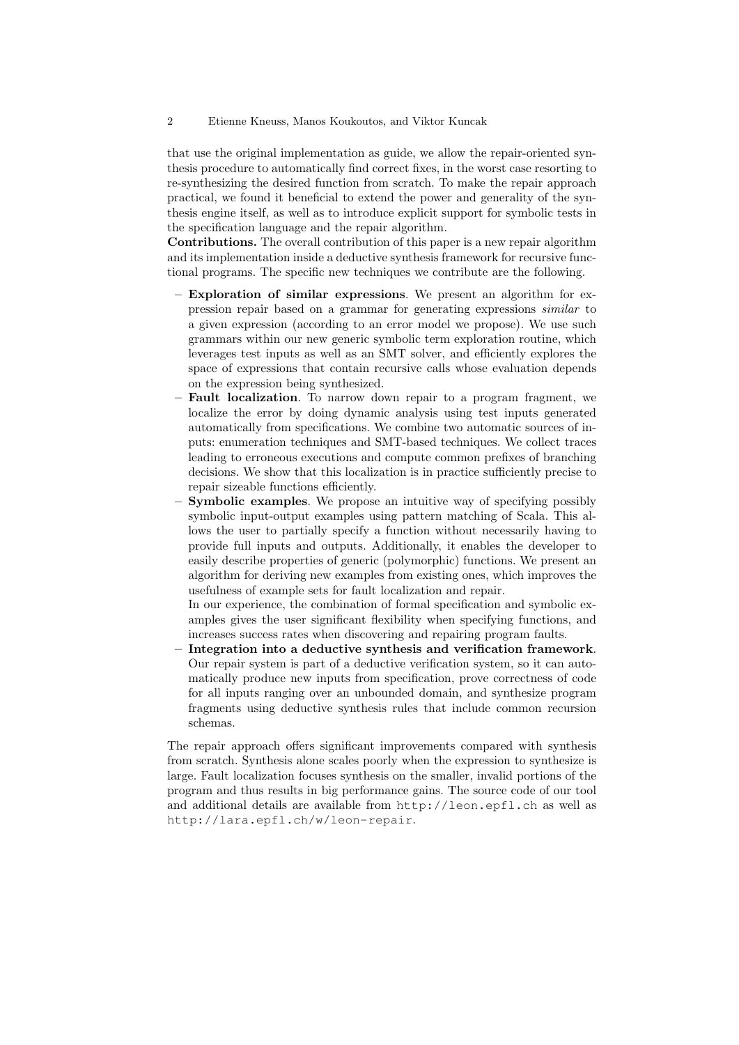that use the original implementation as guide, we allow the repair-oriented synthesis procedure to automatically find correct fixes, in the worst case resorting to re-synthesizing the desired function from scratch. To make the repair approach practical, we found it beneficial to extend the power and generality of the synthesis engine itself, as well as to introduce explicit support for symbolic tests in the specification language and the repair algorithm.

**Contributions.** The overall contribution of this paper is a new repair algorithm and its implementation inside a deductive synthesis framework for recursive functional programs. The specific new techniques we contribute are the following.

- **Exploration of similar expressions**. We present an algorithm for expression repair based on a grammar for generating expressions *similar* to a given expression (according to an error model we propose). We use such grammars within our new generic symbolic term exploration routine, which leverages test inputs as well as an SMT solver, and efficiently explores the space of expressions that contain recursive calls whose evaluation depends on the expression being synthesized.
- **Fault localization**. To narrow down repair to a program fragment, we localize the error by doing dynamic analysis using test inputs generated automatically from specifications. We combine two automatic sources of inputs: enumeration techniques and SMT-based techniques. We collect traces leading to erroneous executions and compute common prefixes of branching decisions. We show that this localization is in practice sufficiently precise to repair sizeable functions efficiently.
- **Symbolic examples**. We propose an intuitive way of specifying possibly symbolic input-output examples using pattern matching of Scala. This allows the user to partially specify a function without necessarily having to provide full inputs and outputs. Additionally, it enables the developer to easily describe properties of generic (polymorphic) functions. We present an algorithm for deriving new examples from existing ones, which improves the usefulness of example sets for fault localization and repair.

  In our experience, the combination of formal specification and symbolic examples gives the user significant flexibility when specifying functions, and increases success rates when discovering and repairing program faults.
- **Integration into a deductive synthesis and verification framework**. Our repair system is part of a deductive verification system, so it can automatically produce new inputs from specification, prove correctness of code for all inputs ranging over an unbounded domain, and synthesize program fragments using deductive synthesis rules that include common recursion schemas.

The repair approach offers significant improvements compared with synthesis from scratch. Synthesis alone scales poorly when the expression to synthesize is large. Fault localization focuses synthesis on the smaller, invalid portions of the program and thus results in big performance gains. The source code of our tool and additional details are available from `http://leon.epfl.ch` as well as `http://lara.epfl.ch/w/leon-repair`.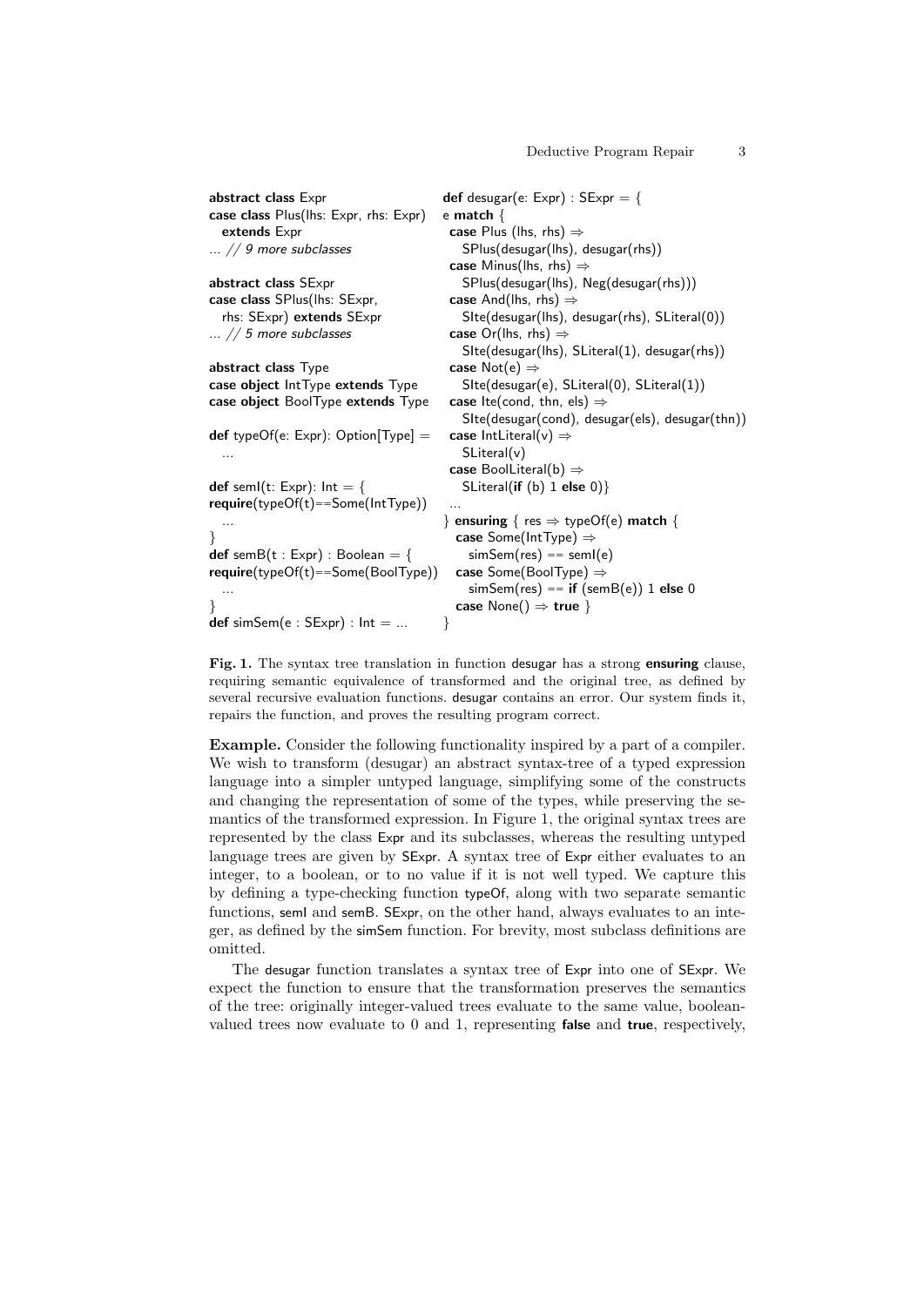```scala
abstract class Expr
case class Plus(lhs: Expr, rhs: Expr)
  extends Expr
... // 9 more subclasses

abstract class SExpr
case class SPlus(lhs: SExpr,
  rhs: SExpr) extends SExpr
... // 5 more subclasses

abstract class Type
case object IntType extends Type
case object BoolType extends Type

def typeOf(e: Expr): Option[Type] =
  ...

def semI(t: Expr): Int = {
require(typeOf(t)==Some(IntType))
  ...
}
def semB(t : Expr) : Boolean = {
require(typeOf(t)==Some(BoolType))
  ...
}
def simSem(e : SExpr) : Int = ...
```

```scala
def desugar(e: Expr) : SExpr = {
e match {
  case Plus (lhs, rhs) ⇒
    SPlus(desugar(lhs), desugar(rhs))
  case Minus(lhs, rhs) ⇒
    SPlus(desugar(lhs), Neg(desugar(rhs)))
  case And(lhs, rhs) ⇒
    SIte(desugar(lhs), desugar(rhs), SLiteral(0))
  case Or(lhs, rhs) ⇒
    SIte(desugar(lhs), SLiteral(1), desugar(rhs))
  case Not(e) ⇒
    SIte(desugar(e), SLiteral(0), SLiteral(1))
  case Ite(cond, thn, els) ⇒
    SIte(desugar(cond), desugar(els), desugar(thn))
  case IntLiteral(v) ⇒
    SLiteral(v)
  case BoolLiteral(b) ⇒
    SLiteral(if (b) 1 else 0)}
  ...
} ensuring { res ⇒ typeOf(e) match {
  case Some(IntType) ⇒
    simSem(res) == semI(e)
  case Some(BoolType) ⇒
    simSem(res) == if (semB(e)) 1 else 0
  case None() ⇒ true }
}
```

**Fig. 1.** The syntax tree translation in function desugar has a strong **ensuring** clause, requiring semantic equivalence of transformed and the original tree, as defined by several recursive evaluation functions. desugar contains an error. Our system finds it, repairs the function, and proves the resulting program correct.

**Example.** Consider the following functionality inspired by a part of a compiler. We wish to transform (desugar) an abstract syntax-tree of a typed expression language into a simpler untyped language, simplifying some of the constructs and changing the representation of some of the types, while preserving the semantics of the transformed expression. In Figure 1, the original syntax trees are represented by the class Expr and its subclasses, whereas the resulting untyped language trees are given by SExpr. A syntax tree of Expr either evaluates to an integer, to a boolean, or to no value if it is not well typed. We capture this by defining a type-checking function typeOf, along with two separate semantic functions, semI and semB. SExpr, on the other hand, always evaluates to an integer, as defined by the simSem function. For brevity, most subclass definitions are omitted.

The desugar function translates a syntax tree of Expr into one of SExpr. We expect the function to ensure that the transformation preserves the semantics of the tree: originally integer-valued trees evaluate to the same value, boolean-valued trees now evaluate to 0 and 1, representing **false** and **true**, respectively,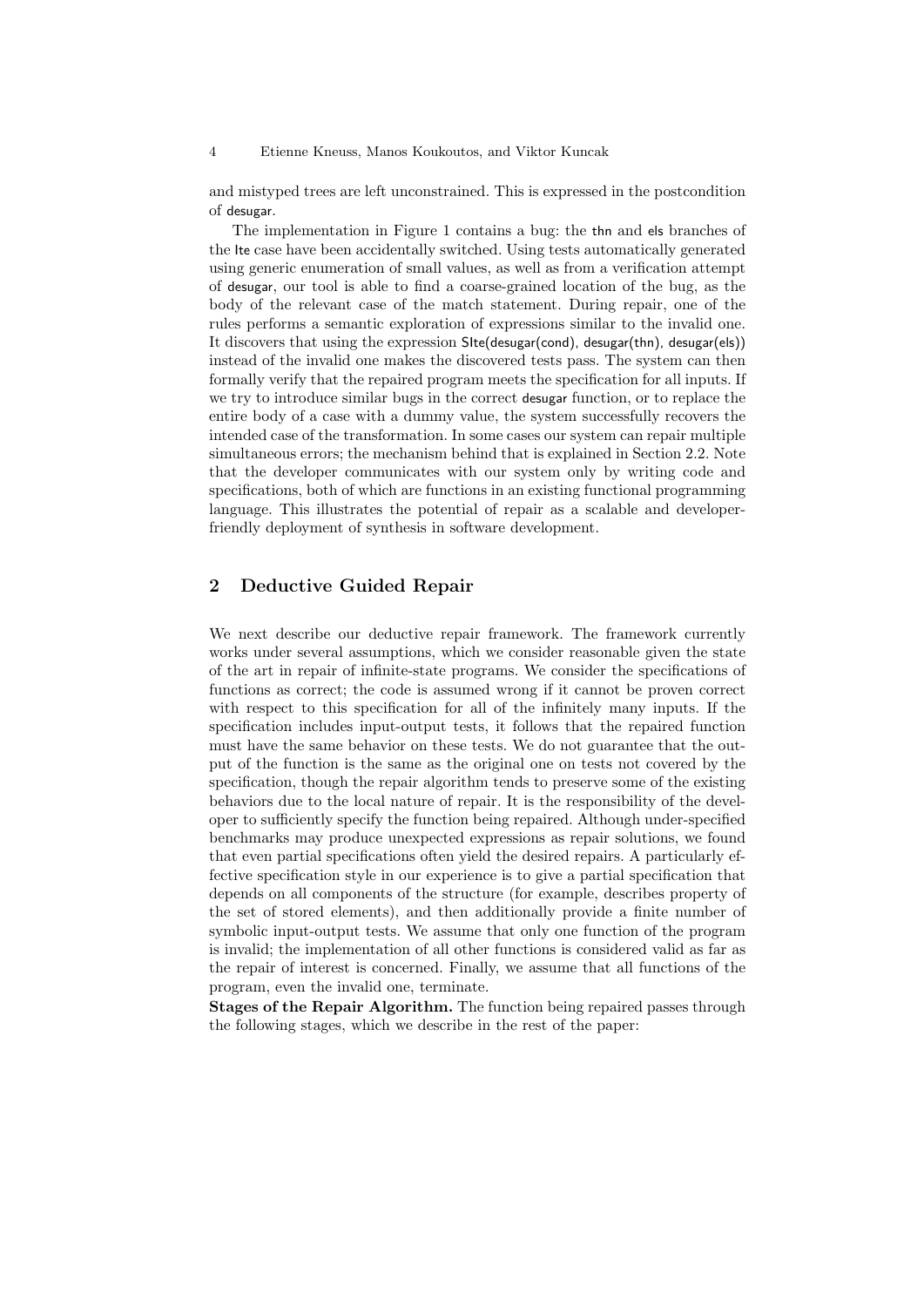and mistyped trees are left unconstrained. This is expressed in the postcondition of desugar.

The implementation in Figure 1 contains a bug: the thn and els branches of the Ite case have been accidentally switched. Using tests automatically generated using generic enumeration of small values, as well as from a verification attempt of desugar, our tool is able to find a coarse-grained location of the bug, as the body of the relevant case of the match statement. During repair, one of the rules performs a semantic exploration of expressions similar to the invalid one. It discovers that using the expression SIte(desugar(cond), desugar(thn), desugar(els)) instead of the invalid one makes the discovered tests pass. The system can then formally verify that the repaired program meets the specification for all inputs. If we try to introduce similar bugs in the correct desugar function, or to replace the entire body of a case with a dummy value, the system successfully recovers the intended case of the transformation. In some cases our system can repair multiple simultaneous errors; the mechanism behind that is explained in Section 2.2. Note that the developer communicates with our system only by writing code and specifications, both of which are functions in an existing functional programming language. This illustrates the potential of repair as a scalable and developer-friendly deployment of synthesis in software development.

## 2 Deductive Guided Repair

We next describe our deductive repair framework. The framework currently works under several assumptions, which we consider reasonable given the state of the art in repair of infinite-state programs. We consider the specifications of functions as correct; the code is assumed wrong if it cannot be proven correct with respect to this specification for all of the infinitely many inputs. If the specification includes input-output tests, it follows that the repaired function must have the same behavior on these tests. We do not guarantee that the output of the function is the same as the original one on tests not covered by the specification, though the repair algorithm tends to preserve some of the existing behaviors due to the local nature of repair. It is the responsibility of the developer to sufficiently specify the function being repaired. Although under-specified benchmarks may produce unexpected expressions as repair solutions, we found that even partial specifications often yield the desired repairs. A particularly effective specification style in our experience is to give a partial specification that depends on all components of the structure (for example, describes property of the set of stored elements), and then additionally provide a finite number of symbolic input-output tests. We assume that only one function of the program is invalid; the implementation of all other functions is considered valid as far as the repair of interest is concerned. Finally, we assume that all functions of the program, even the invalid one, terminate.

**Stages of the Repair Algorithm.** The function being repaired passes through the following stages, which we describe in the rest of the paper: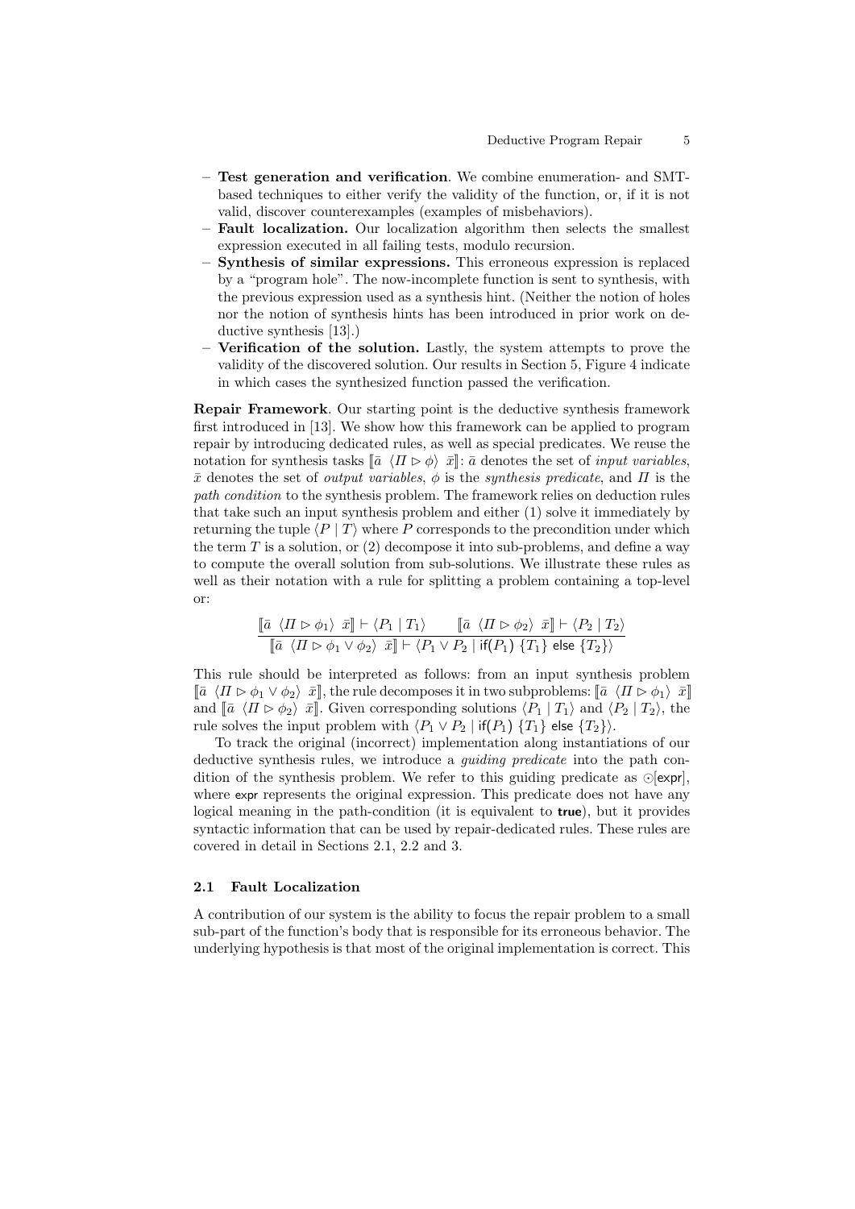- **Test generation and verification**. We combine enumeration- and SMT-based techniques to either verify the validity of the function, or, if it is not valid, discover counterexamples (examples of misbehaviors).
- **Fault localization.** Our localization algorithm then selects the smallest expression executed in all failing tests, modulo recursion.
- **Synthesis of similar expressions.** This erroneous expression is replaced by a "program hole". The now-incomplete function is sent to synthesis, with the previous expression used as a synthesis hint. (Neither the notion of holes nor the notion of synthesis hints has been introduced in prior work on deductive synthesis [13].)
- **Verification of the solution.** Lastly, the system attempts to prove the validity of the discovered solution. Our results in Section 5, Figure 4 indicate in which cases the synthesized function passed the verification.

**Repair Framework**. Our starting point is the deductive synthesis framework first introduced in [13]. We show how this framework can be applied to program repair by introducing dedicated rules, as well as special predicates. We reuse the notation for synthesis tasks $[\![\bar{a}\ \langle \Pi \rhd \phi \rangle\ \bar{x}]\!]$: $\bar{a}$ denotes the set of *input variables*, $\bar{x}$ denotes the set of *output variables*, $\phi$ is the *synthesis predicate*, and $\Pi$ is the *path condition* to the synthesis problem. The framework relies on deduction rules that take such an input synthesis problem and either (1) solve it immediately by returning the tuple $\langle P \mid T \rangle$ where $P$ corresponds to the precondition under which the term $T$ is a solution, or (2) decompose it into sub-problems, and define a way to compute the overall solution from sub-solutions. We illustrate these rules as well as their notation with a rule for splitting a problem containing a top-level or:

$$\frac{[\![\bar{a}\ \langle \Pi \rhd \phi_1 \rangle\ \bar{x}]\!] \vdash \langle P_1 \mid T_1 \rangle \qquad [\![\bar{a}\ \langle \Pi \rhd \phi_2 \rangle\ \bar{x}]\!] \vdash \langle P_2 \mid T_2 \rangle}{[\![\bar{a}\ \langle \Pi \rhd \phi_1 \vee \phi_2 \rangle\ \bar{x}]\!] \vdash \langle P_1 \vee P_2 \mid \mathsf{if}(P_1)\ \{T_1\}\ \mathsf{else}\ \{T_2\} \rangle}$$

This rule should be interpreted as follows: from an input synthesis problem $[\![\bar{a}\ \langle \Pi \rhd \phi_1 \vee \phi_2 \rangle\ \bar{x}]\!]$, the rule decomposes it in two subproblems: $[\![\bar{a}\ \langle \Pi \rhd \phi_1 \rangle\ \bar{x}]\!]$ and $[\![\bar{a}\ \langle \Pi \rhd \phi_2 \rangle\ \bar{x}]\!]$. Given corresponding solutions $\langle P_1 \mid T_1 \rangle$ and $\langle P_2 \mid T_2 \rangle$, the rule solves the input problem with $\langle P_1 \vee P_2 \mid \mathsf{if}(P_1)\ \{T_1\}\ \mathsf{else}\ \{T_2\} \rangle$.

To track the original (incorrect) implementation along instantiations of our deductive synthesis rules, we introduce a *guiding predicate* into the path condition of the synthesis problem. We refer to this guiding predicate as $\odot[\mathsf{expr}]$, where $\mathsf{expr}$ represents the original expression. This predicate does not have any logical meaning in the path-condition (it is equivalent to **true**), but it provides syntactic information that can be used by repair-dedicated rules. These rules are covered in detail in Sections 2.1, 2.2 and 3.

### 2.1 Fault Localization

A contribution of our system is the ability to focus the repair problem to a small sub-part of the function's body that is responsible for its erroneous behavior. The underlying hypothesis is that most of the original implementation is correct. This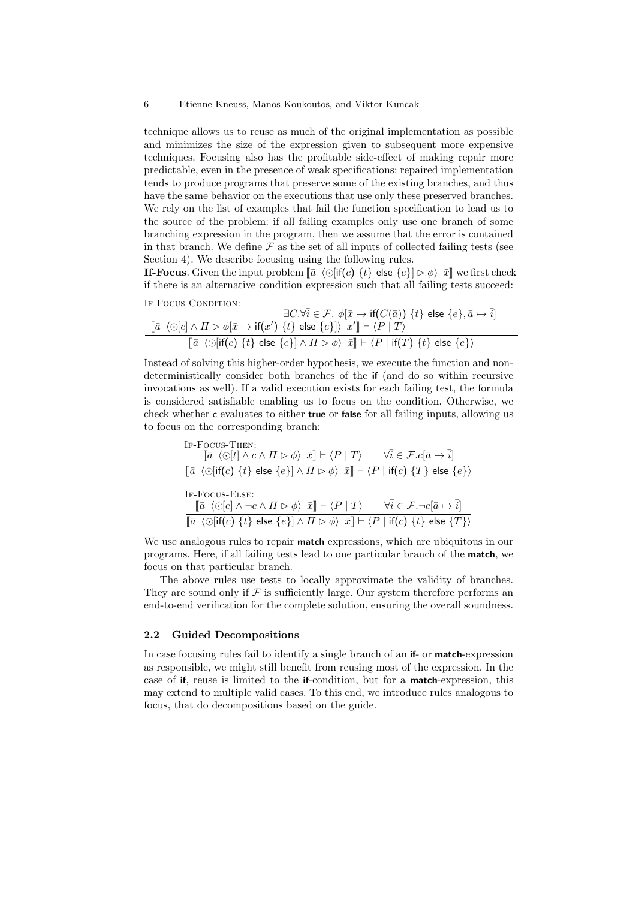technique allows us to reuse as much of the original implementation as possible and minimizes the size of the expression given to subsequent more expensive techniques. Focusing also has the profitable side-effect of making repair more predictable, even in the presence of weak specifications: repaired implementation tends to produce programs that preserve some of the existing branches, and thus have the same behavior on the executions that use only these preserved branches. We rely on the list of examples that fail the function specification to lead us to the source of the problem: if all failing examples only use one branch of some branching expression in the program, then we assume that the error is contained in that branch. We define $\mathcal{F}$ as the set of all inputs of collected failing tests (see Section 4). We describe focusing using the following rules.

**If-Focus**. Given the input problem $[\![\bar{a}\ \langle \odot[\mathsf{if}(c)\ \{t\}\ \mathsf{else}\ \{e\}] \rhd \phi \rangle\ \bar{x}]\!]$ we first check if there is an alternative condition expression such that all failing tests succeed:

If-Focus-Condition:

$$\frac{\exists C. \forall \bar{i} \in \mathcal{F}.\ \phi[\bar{x} \mapsto \mathsf{if}(C(\bar{a}))\ \{t\}\ \mathsf{else}\ \{e\}, \bar{a} \mapsto \bar{i}] \qquad [\![\bar{a}\ \langle \odot[c] \land \Pi \rhd \phi[\bar{x} \mapsto \mathsf{if}(x')\ \{t\}\ \mathsf{else}\ \{e\}] \rangle\ x']\!] \vdash \langle P \mid T \rangle}{[\![\bar{a}\ \langle \odot[\mathsf{if}(c)\ \{t\}\ \mathsf{else}\ \{e\}] \land \Pi \rhd \phi \rangle\ \bar{x}]\!] \vdash \langle P \mid \mathsf{if}(T)\ \{t\}\ \mathsf{else}\ \{e\} \rangle}$$

Instead of solving this higher-order hypothesis, we execute the function and non-deterministically consider both branches of the **if** (and do so within recursive invocations as well). If a valid execution exists for each failing test, the formula is considered satisfiable enabling us to focus on the condition. Otherwise, we check whether c evaluates to either **true** or **false** for all failing inputs, allowing us to focus on the corresponding branch:

If-Focus-Then:

$$\frac{[\![\bar{a}\ \langle \odot[t] \land c \land \Pi \rhd \phi \rangle\ \bar{x}]\!] \vdash \langle P \mid T \rangle \qquad \forall \bar{i} \in \mathcal{F}. c[\bar{a} \mapsto \bar{i}]}{[\![\bar{a}\ \langle \odot[\mathsf{if}(c)\ \{t\}\ \mathsf{else}\ \{e\}] \land \Pi \rhd \phi \rangle\ \bar{x}]\!] \vdash \langle P \mid \mathsf{if}(c)\ \{T\}\ \mathsf{else}\ \{e\} \rangle}$$

If-Focus-Else:

$$\frac{[\![\bar{a}\ \langle \odot[e] \land \neg c \land \Pi \rhd \phi \rangle\ \bar{x}]\!] \vdash \langle P \mid T \rangle \qquad \forall \bar{i} \in \mathcal{F}. \neg c[\bar{a} \mapsto \bar{i}]}{[\![\bar{a}\ \langle \odot[\mathsf{if}(c)\ \{t\}\ \mathsf{else}\ \{e\}] \land \Pi \rhd \phi \rangle\ \bar{x}]\!] \vdash \langle P \mid \mathsf{if}(c)\ \{t\}\ \mathsf{else}\ \{T\} \rangle}$$

We use analogous rules to repair **match** expressions, which are ubiquitous in our programs. Here, if all failing tests lead to one particular branch of the **match**, we focus on that particular branch.

The above rules use tests to locally approximate the validity of branches. They are sound only if $\mathcal{F}$ is sufficiently large. Our system therefore performs an end-to-end verification for the complete solution, ensuring the overall soundness.

### 2.2 Guided Decompositions

In case focusing rules fail to identify a single branch of an **if**- or **match**-expression as responsible, we might still benefit from reusing most of the expression. In the case of **if**, reuse is limited to the **if**-condition, but for a **match**-expression, this may extend to multiple valid cases. To this end, we introduce rules analogous to focus, that do decompositions based on the guide.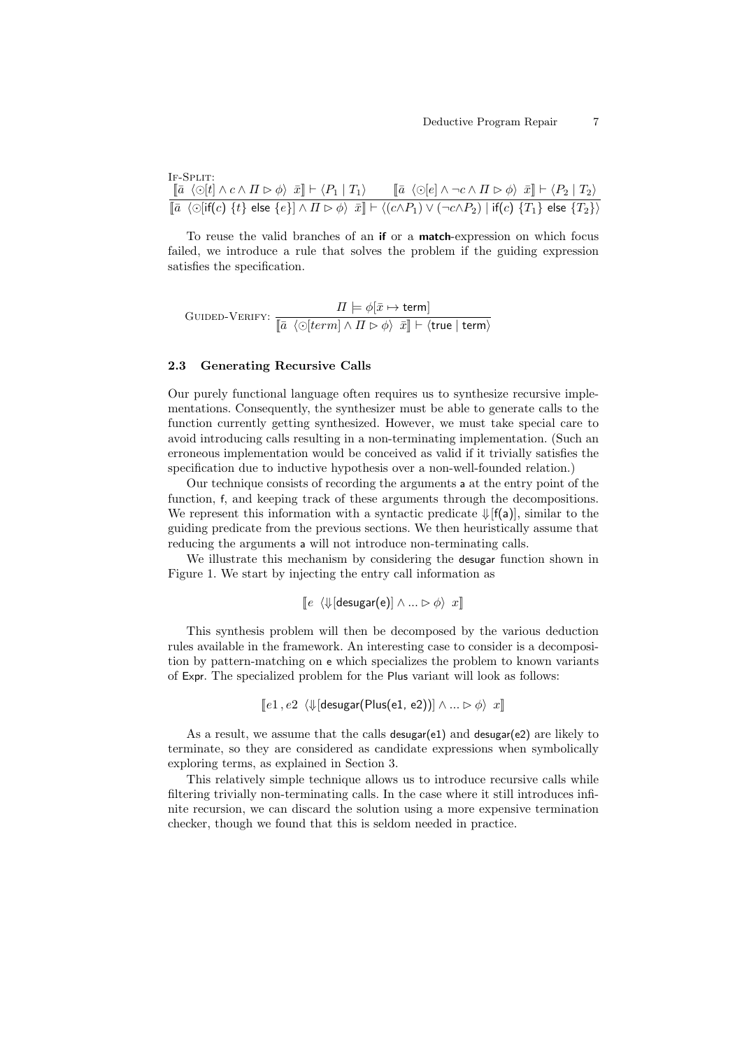IF-SPLIT:

$$\frac{[\![\bar{a}\ \langle \odot[t] \wedge c \wedge \Pi \rhd \phi \rangle\ \bar{x}]\!] \vdash \langle P_1 \mid T_1 \rangle \qquad [\![\bar{a}\ \langle \odot[e] \wedge \neg c \wedge \Pi \rhd \phi \rangle\ \bar{x}]\!] \vdash \langle P_2 \mid T_2 \rangle}{[\![\bar{a}\ \langle \odot[\mathsf{if}(c)\ \{t\}\ \mathsf{else}\ \{e\}] \wedge \Pi \rhd \phi \rangle\ \bar{x}]\!] \vdash \langle (c \wedge P_1) \vee (\neg c \wedge P_2) \mid \mathsf{if}(c)\ \{T_1\}\ \mathsf{else}\ \{T_2\} \rangle}$$

To reuse the valid branches of an **if** or a **match**-expression on which focus failed, we introduce a rule that solves the problem if the guiding expression satisfies the specification.

$$\text{GUIDED-VERIFY: } \frac{\Pi \models \phi[\bar{x} \mapsto \mathsf{term}]}{[\![\bar{a}\ \langle \odot[term] \wedge \Pi \rhd \phi \rangle\ \bar{x}]\!] \vdash \langle \mathsf{true} \mid \mathsf{term} \rangle}$$

### 2.3 Generating Recursive Calls

Our purely functional language often requires us to synthesize recursive implementations. Consequently, the synthesizer must be able to generate calls to the function currently getting synthesized. However, we must take special care to avoid introducing calls resulting in a non-terminating implementation. (Such an erroneous implementation would be conceived as valid if it trivially satisfies the specification due to inductive hypothesis over a non-well-founded relation.)

Our technique consists of recording the arguments a at the entry point of the function, f, and keeping track of these arguments through the decompositions. We represent this information with a syntactic predicate $\Downarrow[\mathsf{f(a)}]$, similar to the guiding predicate from the previous sections. We then heuristically assume that reducing the arguments a will not introduce non-terminating calls.

We illustrate this mechanism by considering the desugar function shown in Figure 1. We start by injecting the entry call information as

$$[\![e\ \langle \Downarrow[\mathsf{desugar(e)}] \wedge ... \rhd \phi \rangle\ x]\!]$$

This synthesis problem will then be decomposed by the various deduction rules available in the framework. An interesting case to consider is a decomposition by pattern-matching on e which specializes the problem to known variants of Expr. The specialized problem for the Plus variant will look as follows:

$$[\![e1\, , e2\ \langle \Downarrow[\mathsf{desugar(Plus(e1,\ e2))}] \wedge ... \rhd \phi \rangle\ x]\!]$$

As a result, we assume that the calls desugar(e1) and desugar(e2) are likely to terminate, so they are considered as candidate expressions when symbolically exploring terms, as explained in Section 3.

This relatively simple technique allows us to introduce recursive calls while filtering trivially non-terminating calls. In the case where it still introduces infinite recursion, we can discard the solution using a more expensive termination checker, though we found that this is seldom needed in practice.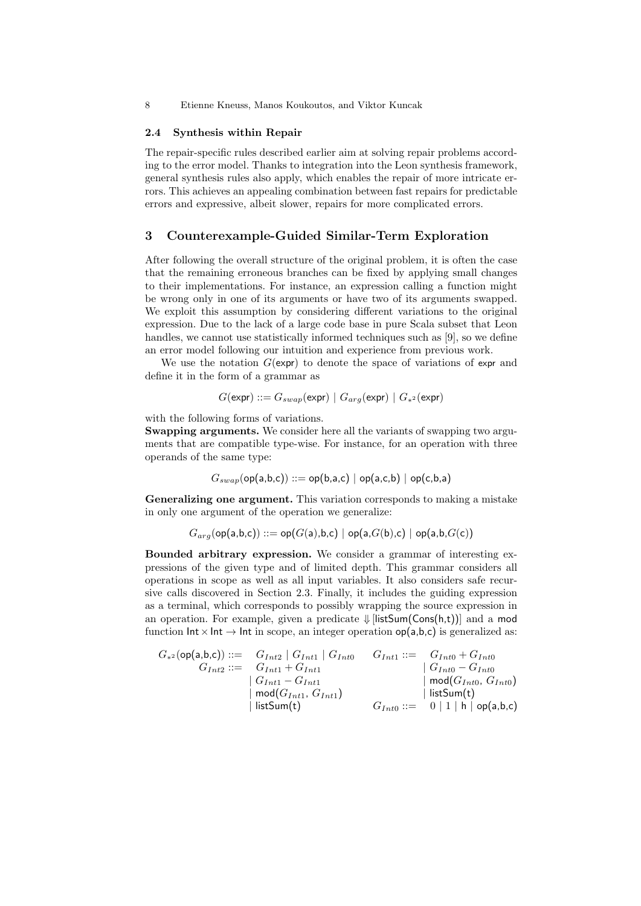### 2.4 Synthesis within Repair

The repair-specific rules described earlier aim at solving repair problems according to the error model. Thanks to integration into the Leon synthesis framework, general synthesis rules also apply, which enables the repair of more intricate errors. This achieves an appealing combination between fast repairs for predictable errors and expressive, albeit slower, repairs for more complicated errors.

## 3 Counterexample-Guided Similar-Term Exploration

After following the overall structure of the original problem, it is often the case that the remaining erroneous branches can be fixed by applying small changes to their implementations. For instance, an expression calling a function might be wrong only in one of its arguments or have two of its arguments swapped. We exploit this assumption by considering different variations to the original expression. Due to the lack of a large code base in pure Scala subset that Leon handles, we cannot use statistically informed techniques such as [9], so we define an error model following our intuition and experience from previous work.

We use the notation $G(\mathsf{expr})$ to denote the space of variations of $\mathsf{expr}$ and define it in the form of a grammar as

$$G(\mathsf{expr}) ::= G_{swap}(\mathsf{expr}) \mid G_{arg}(\mathsf{expr}) \mid G_{*^2}(\mathsf{expr})$$

with the following forms of variations.

**Swapping arguments.** We consider here all the variants of swapping two arguments that are compatible type-wise. For instance, for an operation with three operands of the same type:

$$G_{swap}(\mathsf{op(a,b,c)}) ::= \mathsf{op(b,a,c)} \mid \mathsf{op(a,c,b)} \mid \mathsf{op(c,b,a)}$$

**Generalizing one argument.** This variation corresponds to making a mistake in only one argument of the operation we generalize:

$$G_{arg}(\mathsf{op(a,b,c)}) ::= \mathsf{op}(G(\mathsf{a}),\mathsf{b},\mathsf{c}) \mid \mathsf{op}(\mathsf{a},G(\mathsf{b}),\mathsf{c}) \mid \mathsf{op}(\mathsf{a},\mathsf{b},G(\mathsf{c}))$$

**Bounded arbitrary expression.** We consider a grammar of interesting expressions of the given type and of limited depth. This grammar considers all operations in scope as well as all input variables. It also considers safe recursive calls discovered in Section 2.3. Finally, it includes the guiding expression as a terminal, which corresponds to possibly wrapping the source expression in an operation. For example, given a predicate $\Downarrow[\mathsf{listSum(Cons(h,t))}]$ and a $\mathsf{mod}$ function $\mathsf{Int} \times \mathsf{Int} \to \mathsf{Int}$ in scope, an integer operation $\mathsf{op(a,b,c)}$ is generalized as:

$$\begin{aligned}
G_{*^2}(\mathsf{op(a,b,c)}) ::=\ & G_{Int2} \mid G_{Int1} \mid G_{Int0} \\
G_{Int2} ::=\ & G_{Int1} + G_{Int1} \\
& \mid G_{Int1} - G_{Int1} \\
& \mid \mathsf{mod}(G_{Int1},\, G_{Int1}) \\
& \mid \mathsf{listSum(t)} \\
G_{Int1} ::=\ & G_{Int0} + G_{Int0} \\
& \mid G_{Int0} - G_{Int0} \\
& \mid \mathsf{mod}(G_{Int0},\, G_{Int0}) \\
& \mid \mathsf{listSum(t)} \\
G_{Int0} ::=\ & 0 \mid 1 \mid \mathsf{h} \mid \mathsf{op(a,b,c)}
\end{aligned}$$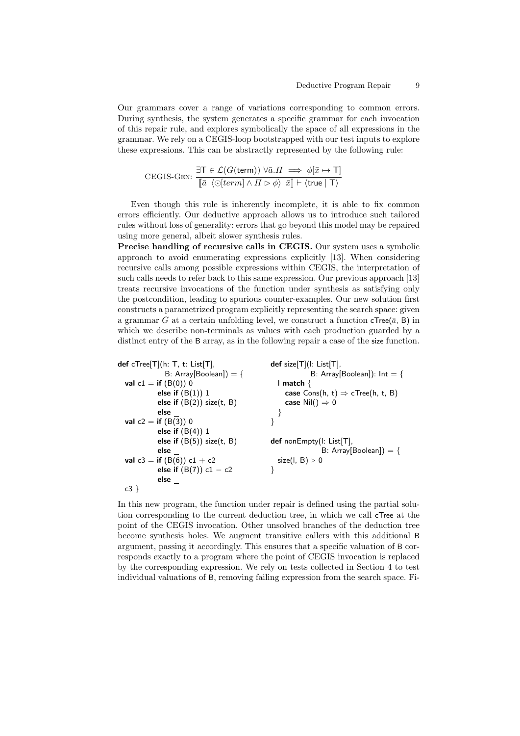Our grammars cover a range of variations corresponding to common errors. During synthesis, the system generates a specific grammar for each invocation of this repair rule, and explores symbolically the space of all expressions in the grammar. We rely on a CEGIS-loop bootstrapped with our test inputs to explore these expressions. This can be abstractly represented by the following rule:

$$\text{CEGIS-GEN: } \frac{\exists \mathsf{T} \in \mathcal{L}(G(\mathsf{term}))\ \forall \bar{a}.\Pi \implies \phi[\bar{x} \mapsto \mathsf{T}]}{[\![\bar{a}\ \langle \odot[term] \wedge \Pi \rhd \phi \rangle\ \bar{x}]\!] \vdash \langle \mathsf{true} \mid \mathsf{T} \rangle}$$

Even though this rule is inherently incomplete, it is able to fix common errors efficiently. Our deductive approach allows us to introduce such tailored rules without loss of generality: errors that go beyond this model may be repaired using more general, albeit slower synthesis rules.

**Precise handling of recursive calls in CEGIS.** Our system uses a symbolic approach to avoid enumerating expressions explicitly [13]. When considering recursive calls among possible expressions within CEGIS, the interpretation of such calls needs to refer back to this same expression. Our previous approach [13] treats recursive invocations of the function under synthesis as satisfying only the postcondition, leading to spurious counter-examples. Our new solution first constructs a parametrized program explicitly representing the search space: given a grammar $G$ at a certain unfolding level, we construct a function $\mathsf{cTree}(\bar{a}, \mathsf{B})$ in which we describe non-terminals as values with each production guarded by a distinct entry of the B array, as in the following repair a case of the size function.

```
def cTree[T](h: T, t: List[T],
             B: Array[Boolean]) = {
  val c1 = if (B(0)) 0
           else if (B(1)) 1
           else if (B(2)) size(t, B)
           else _
  val c2 = if (B(3)) 0
           else if (B(4)) 1
           else if (B(5)) size(t, B)
           else _
  val c3 = if (B(6)) c1 + c2
           else if (B(7)) c1 − c2
           else _
  c3 }
```

```
def size[T](l: List[T],
            B: Array[Boolean]): Int = {
  l match {
    case Cons(h, t) ⇒ cTree(h, t, B)
    case Nil() ⇒ 0
  }
}

def nonEmpty(l: List[T],
             B: Array[Boolean]) = {
  size(l, B) > 0
}
```

In this new program, the function under repair is defined using the partial solution corresponding to the current deduction tree, in which we call cTree at the point of the CEGIS invocation. Other unsolved branches of the deduction tree become synthesis holes. We augment transitive callers with this additional B argument, passing it accordingly. This ensures that a specific valuation of B corresponds exactly to a program where the point of CEGIS invocation is replaced by the corresponding expression. We rely on tests collected in Section 4 to test individual valuations of B, removing failing expression from the search space. Fi-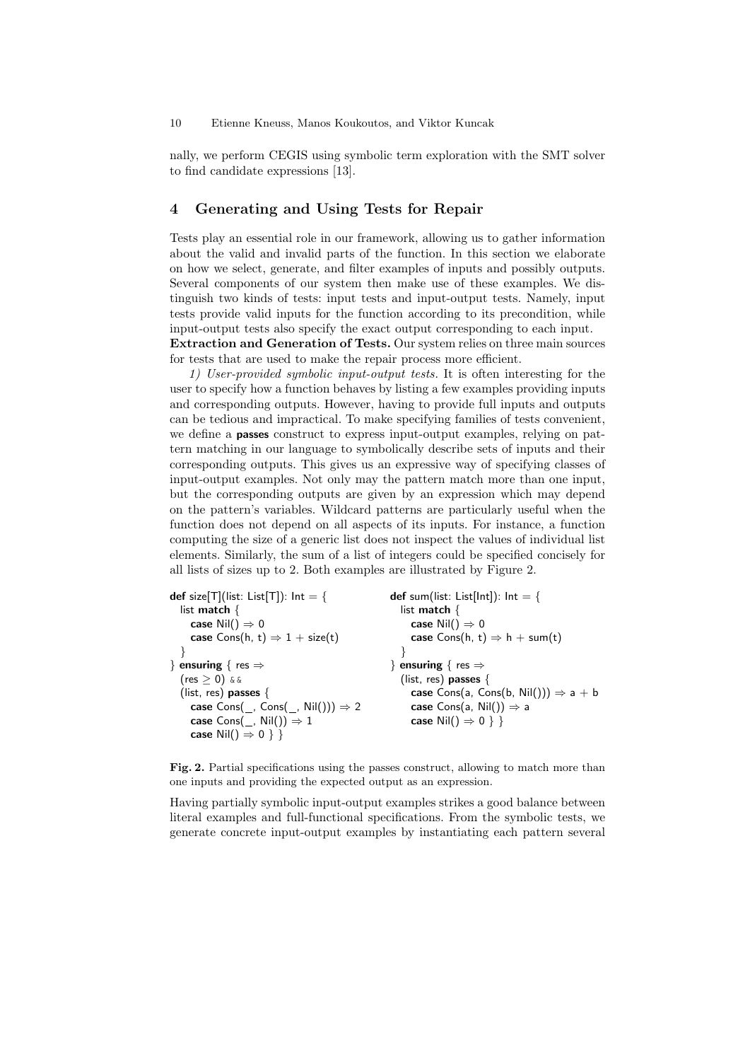nally, we perform CEGIS using symbolic term exploration with the SMT solver to find candidate expressions [13].

## 4 Generating and Using Tests for Repair

Tests play an essential role in our framework, allowing us to gather information about the valid and invalid parts of the function. In this section we elaborate on how we select, generate, and filter examples of inputs and possibly outputs. Several components of our system then make use of these examples. We distinguish two kinds of tests: input tests and input-output tests. Namely, input tests provide valid inputs for the function according to its precondition, while input-output tests also specify the exact output corresponding to each input.

**Extraction and Generation of Tests.** Our system relies on three main sources for tests that are used to make the repair process more efficient.

*1) User-provided symbolic input-output tests.* It is often interesting for the user to specify how a function behaves by listing a few examples providing inputs and corresponding outputs. However, having to provide full inputs and outputs can be tedious and impractical. To make specifying families of tests convenient, we define a **passes** construct to express input-output examples, relying on pattern matching in our language to symbolically describe sets of inputs and their corresponding outputs. This gives us an expressive way of specifying classes of input-output examples. Not only may the pattern match more than one input, but the corresponding outputs are given by an expression which may depend on the pattern's variables. Wildcard patterns are particularly useful when the function does not depend on all aspects of its inputs. For instance, a function computing the size of a generic list does not inspect the values of individual list elements. Similarly, the sum of a list of integers could be specified concisely for all lists of sizes up to 2. Both examples are illustrated by Figure 2.

```
def size[T](list: List[T]): Int = {
  list match {
    case Nil() ⇒ 0
    case Cons(h, t) ⇒ 1 + size(t)
  }
} ensuring { res ⇒
  (res ≥ 0) &&
  (list, res) passes {
    case Cons(_, Cons(_, Nil())) ⇒ 2
    case Cons(_, Nil()) ⇒ 1
    case Nil() ⇒ 0 } }
```

```
def sum(list: List[Int]): Int = {
  list match {
    case Nil() ⇒ 0
    case Cons(h, t) ⇒ h + sum(t)
  }
} ensuring { res ⇒
  (list, res) passes {
    case Cons(a, Cons(b, Nil())) ⇒ a + b
    case Cons(a, Nil()) ⇒ a
    case Nil() ⇒ 0 } }
```

**Fig. 2.** Partial specifications using the passes construct, allowing to match more than one inputs and providing the expected output as an expression.

Having partially symbolic input-output examples strikes a good balance between literal examples and full-functional specifications. From the symbolic tests, we generate concrete input-output examples by instantiating each pattern several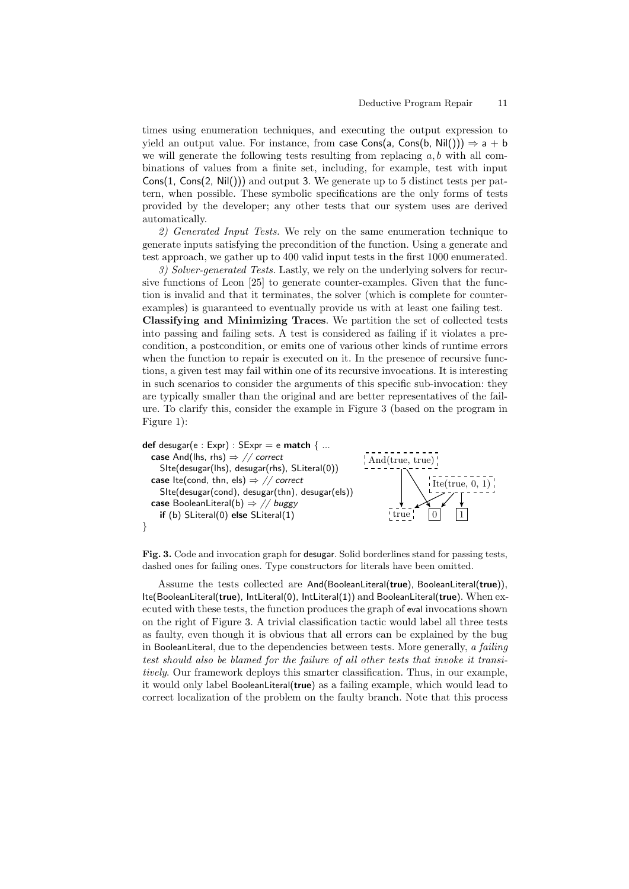times using enumeration techniques, and executing the output expression to yield an output value. For instance, from case Cons(a, Cons(b, Nil())) ⇒ a + b we will generate the following tests resulting from replacing $a, b$ with all combinations of values from a finite set, including, for example, test with input Cons(1, Cons(2, Nil())) and output 3. We generate up to 5 distinct tests per pattern, when possible. These symbolic specifications are the only forms of tests provided by the developer; any other tests that our system uses are derived automatically.

*2) Generated Input Tests.* We rely on the same enumeration technique to generate inputs satisfying the precondition of the function. Using a generate and test approach, we gather up to 400 valid input tests in the first 1000 enumerated.

*3) Solver-generated Tests.* Lastly, we rely on the underlying solvers for recursive functions of Leon [25] to generate counter-examples. Given that the function is invalid and that it terminates, the solver (which is complete for counter-examples) is guaranteed to eventually provide us with at least one failing test.

**Classifying and Minimizing Traces**. We partition the set of collected tests into passing and failing sets. A test is considered as failing if it violates a precondition, a postcondition, or emits one of various other kinds of runtime errors when the function to repair is executed on it. In the presence of recursive functions, a given test may fail within one of its recursive invocations. It is interesting in such scenarios to consider the arguments of this specific sub-invocation: they are typically smaller than the original and are better representatives of the failure. To clarify this, consider the example in Figure 3 (based on the program in Figure 1):

```
def desugar(e : Expr) : SExpr = e match { ...
  case And(lhs, rhs) ⇒ // correct
    SIte(desugar(lhs), desugar(rhs), SLiteral(0))
  case Ite(cond, thn, els) ⇒ // correct
    SIte(desugar(cond), desugar(thn), desugar(els))
  case BooleanLiteral(b) ⇒ // buggy
    if (b) SLiteral(0) else SLiteral(1)
}
```

**Fig. 3.** Code and invocation graph for desugar. Solid borderlines stand for passing tests, dashed ones for failing ones. Type constructors for literals have been omitted.

Assume the tests collected are And(BooleanLiteral(**true**), BooleanLiteral(**true**)), Ite(BooleanLiteral(**true**), IntLiteral(0), IntLiteral(1)) and BooleanLiteral(**true**). When executed with these tests, the function produces the graph of eval invocations shown on the right of Figure 3. A trivial classification tactic would label all three tests as faulty, even though it is obvious that all errors can be explained by the bug in BooleanLiteral, due to the dependencies between tests. More generally, *a failing test should also be blamed for the failure of all other tests that invoke it transitively*. Our framework deploys this smarter classification. Thus, in our example, it would only label BooleanLiteral(**true**) as a failing example, which would lead to correct localization of the problem on the faulty branch. Note that this process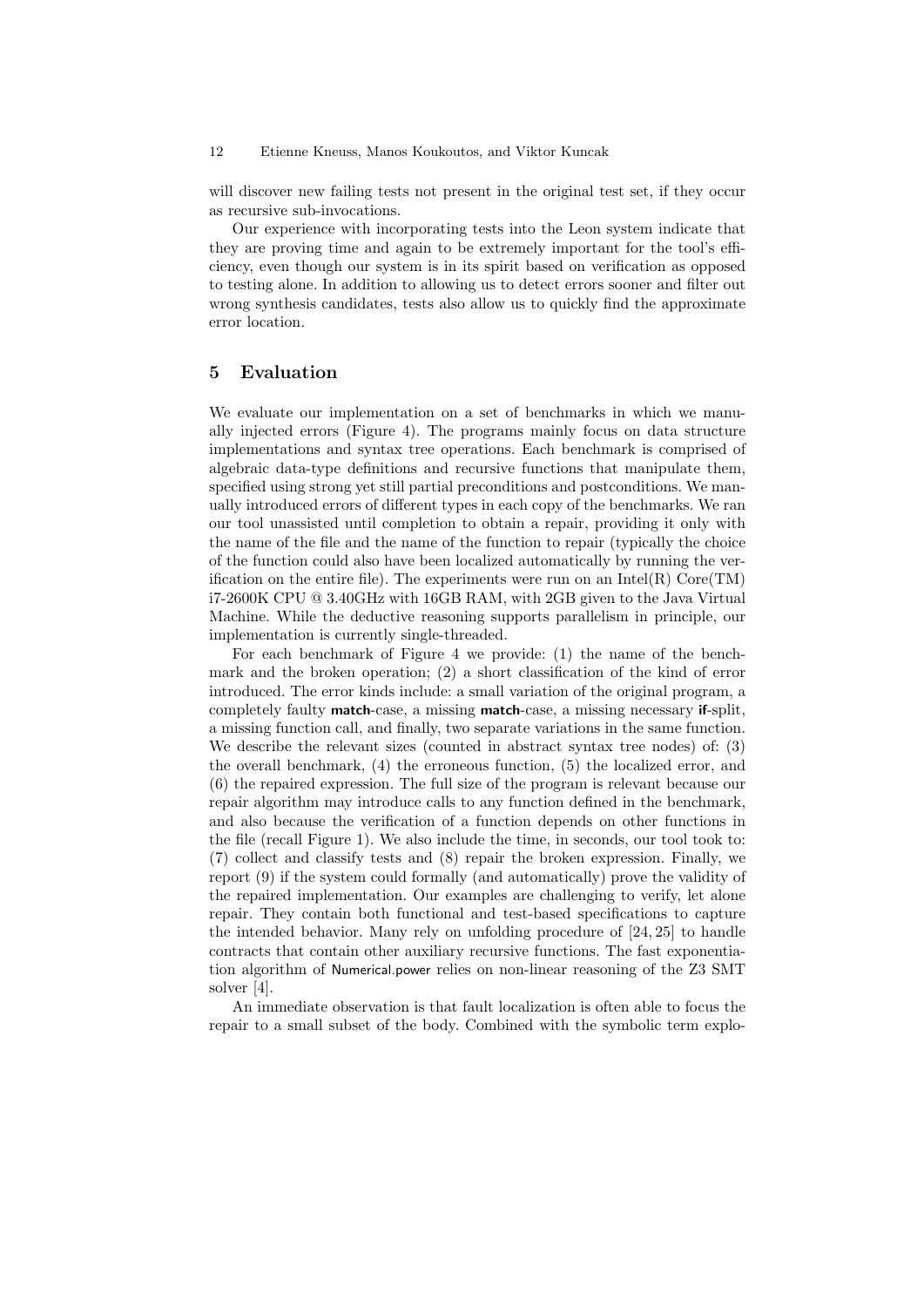will discover new failing tests not present in the original test set, if they occur as recursive sub-invocations.

Our experience with incorporating tests into the Leon system indicate that they are proving time and again to be extremely important for the tool's efficiency, even though our system is in its spirit based on verification as opposed to testing alone. In addition to allowing us to detect errors sooner and filter out wrong synthesis candidates, tests also allow us to quickly find the approximate error location.

## 5 Evaluation

We evaluate our implementation on a set of benchmarks in which we manually injected errors (Figure 4). The programs mainly focus on data structure implementations and syntax tree operations. Each benchmark is comprised of algebraic data-type definitions and recursive functions that manipulate them, specified using strong yet still partial preconditions and postconditions. We manually introduced errors of different types in each copy of the benchmarks. We ran our tool unassisted until completion to obtain a repair, providing it only with the name of the file and the name of the function to repair (typically the choice of the function could also have been localized automatically by running the verification on the entire file). The experiments were run on an Intel(R) Core(TM) i7-2600K CPU @ 3.40GHz with 16GB RAM, with 2GB given to the Java Virtual Machine. While the deductive reasoning supports parallelism in principle, our implementation is currently single-threaded.

For each benchmark of Figure 4 we provide: (1) the name of the benchmark and the broken operation; (2) a short classification of the kind of error introduced. The error kinds include: a small variation of the original program, a completely faulty **match**-case, a missing **match**-case, a missing necessary **if**-split, a missing function call, and finally, two separate variations in the same function. We describe the relevant sizes (counted in abstract syntax tree nodes) of: (3) the overall benchmark, (4) the erroneous function, (5) the localized error, and (6) the repaired expression. The full size of the program is relevant because our repair algorithm may introduce calls to any function defined in the benchmark, and also because the verification of a function depends on other functions in the file (recall Figure 1). We also include the time, in seconds, our tool took to: (7) collect and classify tests and (8) repair the broken expression. Finally, we report (9) if the system could formally (and automatically) prove the validity of the repaired implementation. Our examples are challenging to verify, let alone repair. They contain both functional and test-based specifications to capture the intended behavior. Many rely on unfolding procedure of [24, 25] to handle contracts that contain other auxiliary recursive functions. The fast exponentiation algorithm of Numerical.power relies on non-linear reasoning of the Z3 SMT solver [4].

An immediate observation is that fault localization is often able to focus the repair to a small subset of the body. Combined with the symbolic term explo-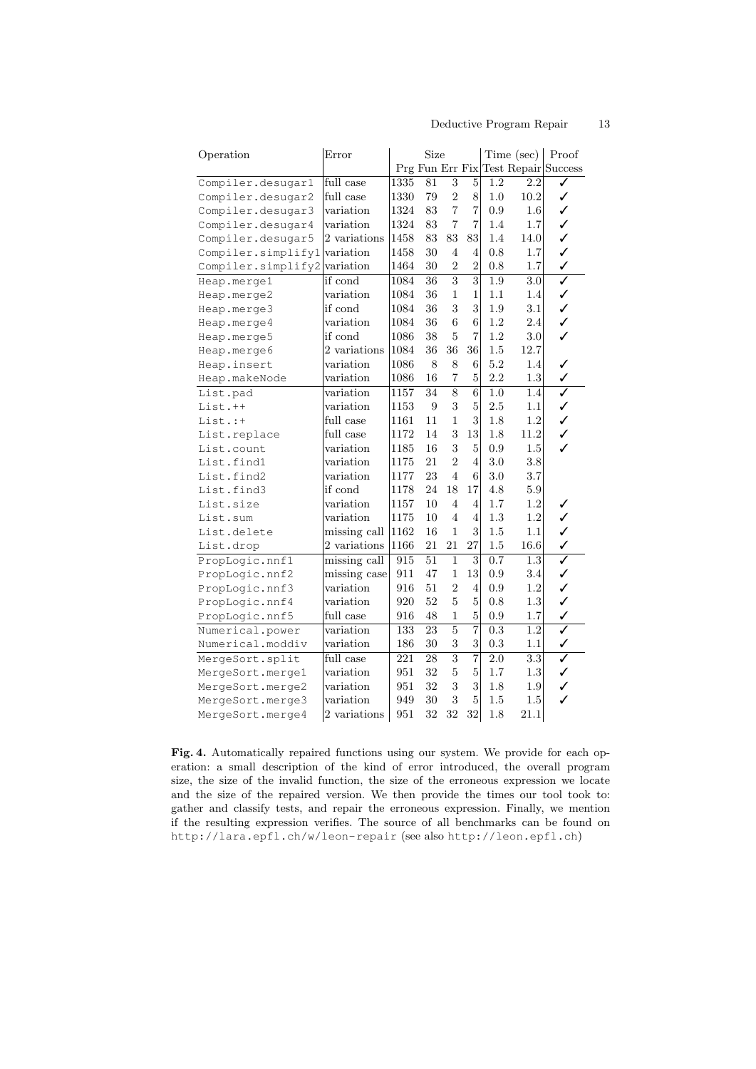| Operation | Error | Size | | | | Time (sec) | | Proof |
|---|---|---|---|---|---|---|---|---|
| | | Prg | Fun | Err | Fix | Test | Repair | Success |
| Compiler.desugar1 | full case | 1335 | 81 | 3 | 5 | 1.2 | 2.2 | ✓ |
| Compiler.desugar2 | full case | 1330 | 79 | 2 | 8 | 1.0 | 10.2 | ✓ |
| Compiler.desugar3 | variation | 1324 | 83 | 7 | 7 | 0.9 | 1.6 | ✓ |
| Compiler.desugar4 | variation | 1324 | 83 | 7 | 7 | 1.4 | 1.7 | ✓ |
| Compiler.desugar5 | 2 variations | 1458 | 83 | 83 | 83 | 1.4 | 14.0 | ✓ |
| Compiler.simplify1 | variation | 1458 | 30 | 4 | 4 | 0.8 | 1.7 | ✓ |
| Compiler.simplify2 | variation | 1464 | 30 | 2 | 2 | 0.8 | 1.7 | ✓ |
| Heap.merge1 | if cond | 1084 | 36 | 3 | 3 | 1.9 | 3.0 | ✓ |
| Heap.merge2 | variation | 1084 | 36 | 1 | 1 | 1.1 | 1.4 | ✓ |
| Heap.merge3 | if cond | 1084 | 36 | 3 | 3 | 1.9 | 3.1 | ✓ |
| Heap.merge4 | variation | 1084 | 36 | 6 | 6 | 1.2 | 2.4 | ✓ |
| Heap.merge5 | if cond | 1086 | 38 | 5 | 7 | 1.2 | 3.0 | ✓ |
| Heap.merge6 | 2 variations | 1084 | 36 | 36 | 36 | 1.5 | 12.7 | |
| Heap.insert | variation | 1086 | 8 | 8 | 6 | 5.2 | 1.4 | ✓ |
| Heap.makeNode | variation | 1086 | 16 | 7 | 5 | 2.2 | 1.3 | ✓ |
| List.pad | variation | 1157 | 34 | 8 | 6 | 1.0 | 1.4 | ✓ |
| List.++ | variation | 1153 | 9 | 3 | 5 | 2.5 | 1.1 | ✓ |
| List.:+ | full case | 1161 | 11 | 1 | 3 | 1.8 | 1.2 | ✓ |
| List.replace | full case | 1172 | 14 | 3 | 13 | 1.8 | 11.2 | ✓ |
| List.count | variation | 1185 | 16 | 3 | 5 | 0.9 | 1.5 | ✓ |
| List.find1 | variation | 1175 | 21 | 2 | 4 | 3.0 | 3.8 | |
| List.find2 | variation | 1177 | 23 | 4 | 6 | 3.0 | 3.7 | |
| List.find3 | if cond | 1178 | 24 | 18 | 17 | 4.8 | 5.9 | |
| List.size | variation | 1157 | 10 | 4 | 4 | 1.7 | 1.2 | ✓ |
| List.sum | variation | 1175 | 10 | 4 | 4 | 1.3 | 1.2 | ✓ |
| List.delete | missing call | 1162 | 16 | 1 | 3 | 1.5 | 1.1 | ✓ |
| List.drop | 2 variations | 1166 | 21 | 21 | 27 | 1.5 | 16.6 | ✓ |
| PropLogic.nnf1 | missing call | 915 | 51 | 1 | 3 | 0.7 | 1.3 | ✓ |
| PropLogic.nnf2 | missing case | 911 | 47 | 1 | 13 | 0.9 | 3.4 | ✓ |
| PropLogic.nnf3 | variation | 916 | 51 | 2 | 4 | 0.9 | 1.2 | ✓ |
| PropLogic.nnf4 | variation | 920 | 52 | 5 | 5 | 0.8 | 1.3 | ✓ |
| PropLogic.nnf5 | full case | 916 | 48 | 1 | 5 | 0.9 | 1.7 | ✓ |
| Numerical.power | variation | 133 | 23 | 5 | 7 | 0.3 | 1.2 | ✓ |
| Numerical.moddiv | variation | 186 | 30 | 3 | 3 | 0.3 | 1.1 | ✓ |
| MergeSort.split | full case | 221 | 28 | 3 | 7 | 2.0 | 3.3 | ✓ |
| MergeSort.merge1 | variation | 951 | 32 | 5 | 5 | 1.7 | 1.3 | ✓ |
| MergeSort.merge2 | variation | 951 | 32 | 3 | 3 | 1.8 | 1.9 | ✓ |
| MergeSort.merge3 | variation | 949 | 30 | 3 | 5 | 1.5 | 1.5 | ✓ |
| MergeSort.merge4 | 2 variations | 951 | 32 | 32 | 32 | 1.8 | 21.1 | |

**Fig. 4.** Automatically repaired functions using our system. We provide for each operation: a small description of the kind of error introduced, the overall program size, the size of the invalid function, the size of the erroneous expression we locate and the size of the repaired version. We then provide the times our tool took to: gather and classify tests, and repair the erroneous expression. Finally, we mention if the resulting expression verifies. The source of all benchmarks can be found on http://lara.epfl.ch/w/leon-repair (see also http://leon.epfl.ch)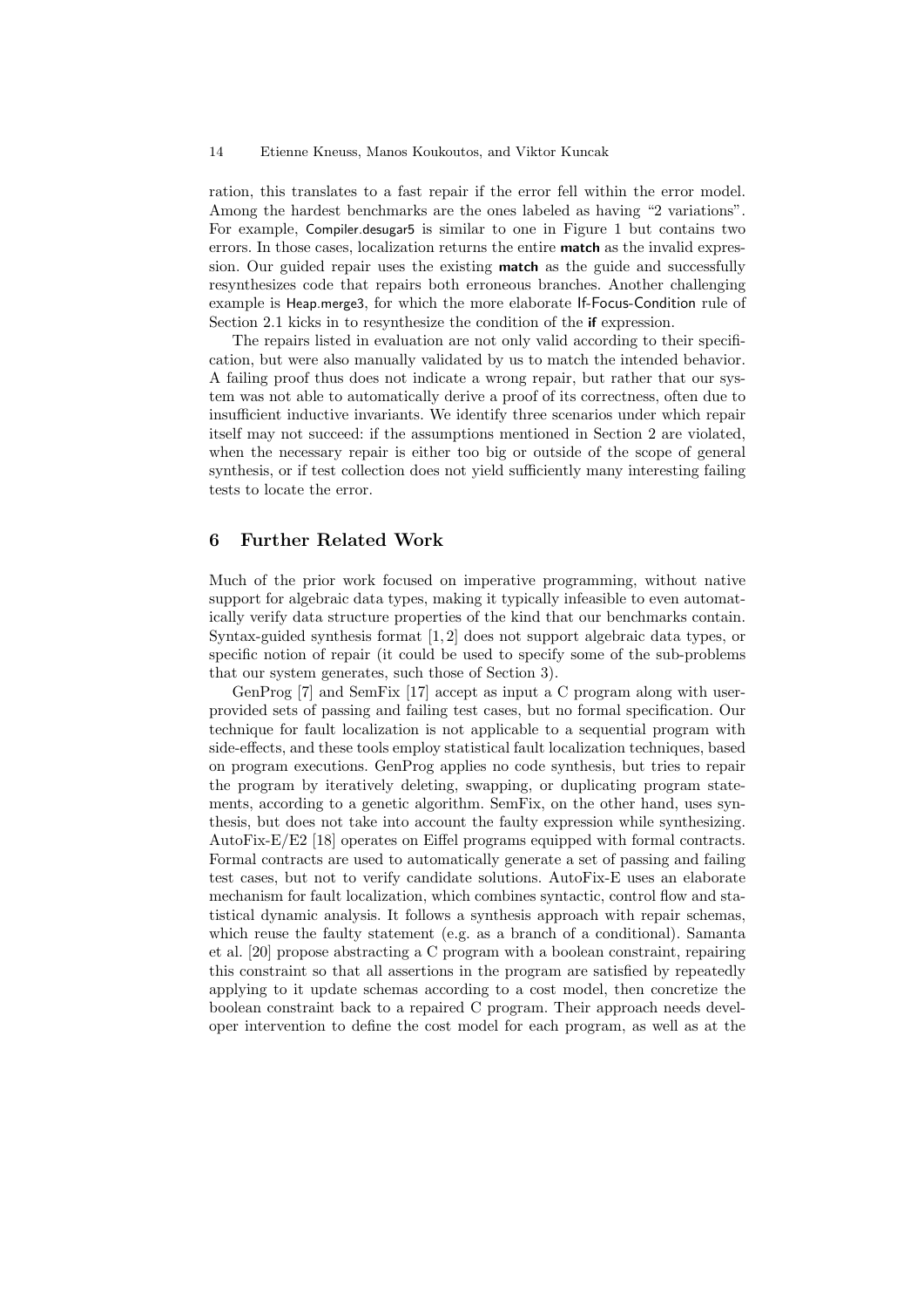ration, this translates to a fast repair if the error fell within the error model. Among the hardest benchmarks are the ones labeled as having "2 variations". For example, Compiler.desugar5 is similar to one in Figure 1 but contains two errors. In those cases, localization returns the entire **match** as the invalid expression. Our guided repair uses the existing **match** as the guide and successfully resynthesizes code that repairs both erroneous branches. Another challenging example is Heap.merge3, for which the more elaborate If-Focus-Condition rule of Section 2.1 kicks in to resynthesize the condition of the **if** expression.

The repairs listed in evaluation are not only valid according to their specification, but were also manually validated by us to match the intended behavior. A failing proof thus does not indicate a wrong repair, but rather that our system was not able to automatically derive a proof of its correctness, often due to insufficient inductive invariants. We identify three scenarios under which repair itself may not succeed: if the assumptions mentioned in Section 2 are violated, when the necessary repair is either too big or outside of the scope of general synthesis, or if test collection does not yield sufficiently many interesting failing tests to locate the error.

## 6 Further Related Work

Much of the prior work focused on imperative programming, without native support for algebraic data types, making it typically infeasible to even automatically verify data structure properties of the kind that our benchmarks contain. Syntax-guided synthesis format [1, 2] does not support algebraic data types, or specific notion of repair (it could be used to specify some of the sub-problems that our system generates, such those of Section 3).

GenProg [7] and SemFix [17] accept as input a C program along with user-provided sets of passing and failing test cases, but no formal specification. Our technique for fault localization is not applicable to a sequential program with side-effects, and these tools employ statistical fault localization techniques, based on program executions. GenProg applies no code synthesis, but tries to repair the program by iteratively deleting, swapping, or duplicating program statements, according to a genetic algorithm. SemFix, on the other hand, uses synthesis, but does not take into account the faulty expression while synthesizing. AutoFix-E/E2 [18] operates on Eiffel programs equipped with formal contracts. Formal contracts are used to automatically generate a set of passing and failing test cases, but not to verify candidate solutions. AutoFix-E uses an elaborate mechanism for fault localization, which combines syntactic, control flow and statistical dynamic analysis. It follows a synthesis approach with repair schemas, which reuse the faulty statement (e.g. as a branch of a conditional). Samanta et al. [20] propose abstracting a C program with a boolean constraint, repairing this constraint so that all assertions in the program are satisfied by repeatedly applying to it update schemas according to a cost model, then concretize the boolean constraint back to a repaired C program. Their approach needs developer intervention to define the cost model for each program, as well as at the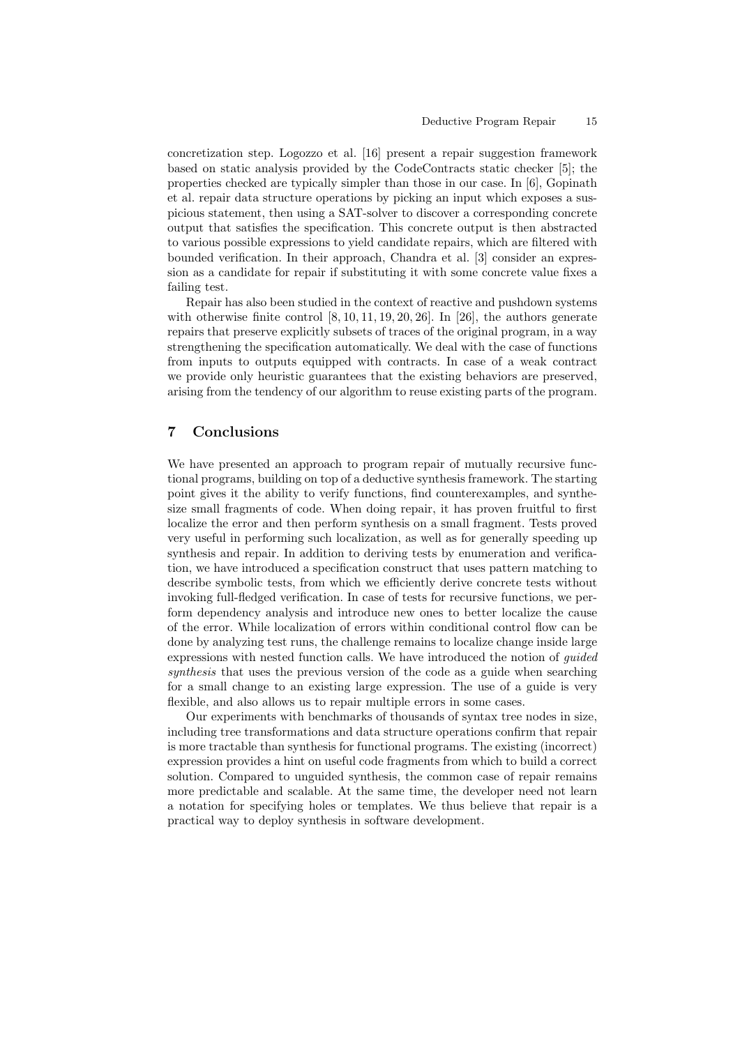concretization step. Logozzo et al. [16] present a repair suggestion framework based on static analysis provided by the CodeContracts static checker [5]; the properties checked are typically simpler than those in our case. In [6], Gopinath et al. repair data structure operations by picking an input which exposes a suspicious statement, then using a SAT-solver to discover a corresponding concrete output that satisfies the specification. This concrete output is then abstracted to various possible expressions to yield candidate repairs, which are filtered with bounded verification. In their approach, Chandra et al. [3] consider an expression as a candidate for repair if substituting it with some concrete value fixes a failing test.

Repair has also been studied in the context of reactive and pushdown systems with otherwise finite control [8, 10, 11, 19, 20, 26]. In [26], the authors generate repairs that preserve explicitly subsets of traces of the original program, in a way strengthening the specification automatically. We deal with the case of functions from inputs to outputs equipped with contracts. In case of a weak contract we provide only heuristic guarantees that the existing behaviors are preserved, arising from the tendency of our algorithm to reuse existing parts of the program.

## 7 Conclusions

We have presented an approach to program repair of mutually recursive functional programs, building on top of a deductive synthesis framework. The starting point gives it the ability to verify functions, find counterexamples, and synthesize small fragments of code. When doing repair, it has proven fruitful to first localize the error and then perform synthesis on a small fragment. Tests proved very useful in performing such localization, as well as for generally speeding up synthesis and repair. In addition to deriving tests by enumeration and verification, we have introduced a specification construct that uses pattern matching to describe symbolic tests, from which we efficiently derive concrete tests without invoking full-fledged verification. In case of tests for recursive functions, we perform dependency analysis and introduce new ones to better localize the cause of the error. While localization of errors within conditional control flow can be done by analyzing test runs, the challenge remains to localize change inside large expressions with nested function calls. We have introduced the notion of *guided synthesis* that uses the previous version of the code as a guide when searching for a small change to an existing large expression. The use of a guide is very flexible, and also allows us to repair multiple errors in some cases.

Our experiments with benchmarks of thousands of syntax tree nodes in size, including tree transformations and data structure operations confirm that repair is more tractable than synthesis for functional programs. The existing (incorrect) expression provides a hint on useful code fragments from which to build a correct solution. Compared to unguided synthesis, the common case of repair remains more predictable and scalable. At the same time, the developer need not learn a notation for specifying holes or templates. We thus believe that repair is a practical way to deploy synthesis in software development.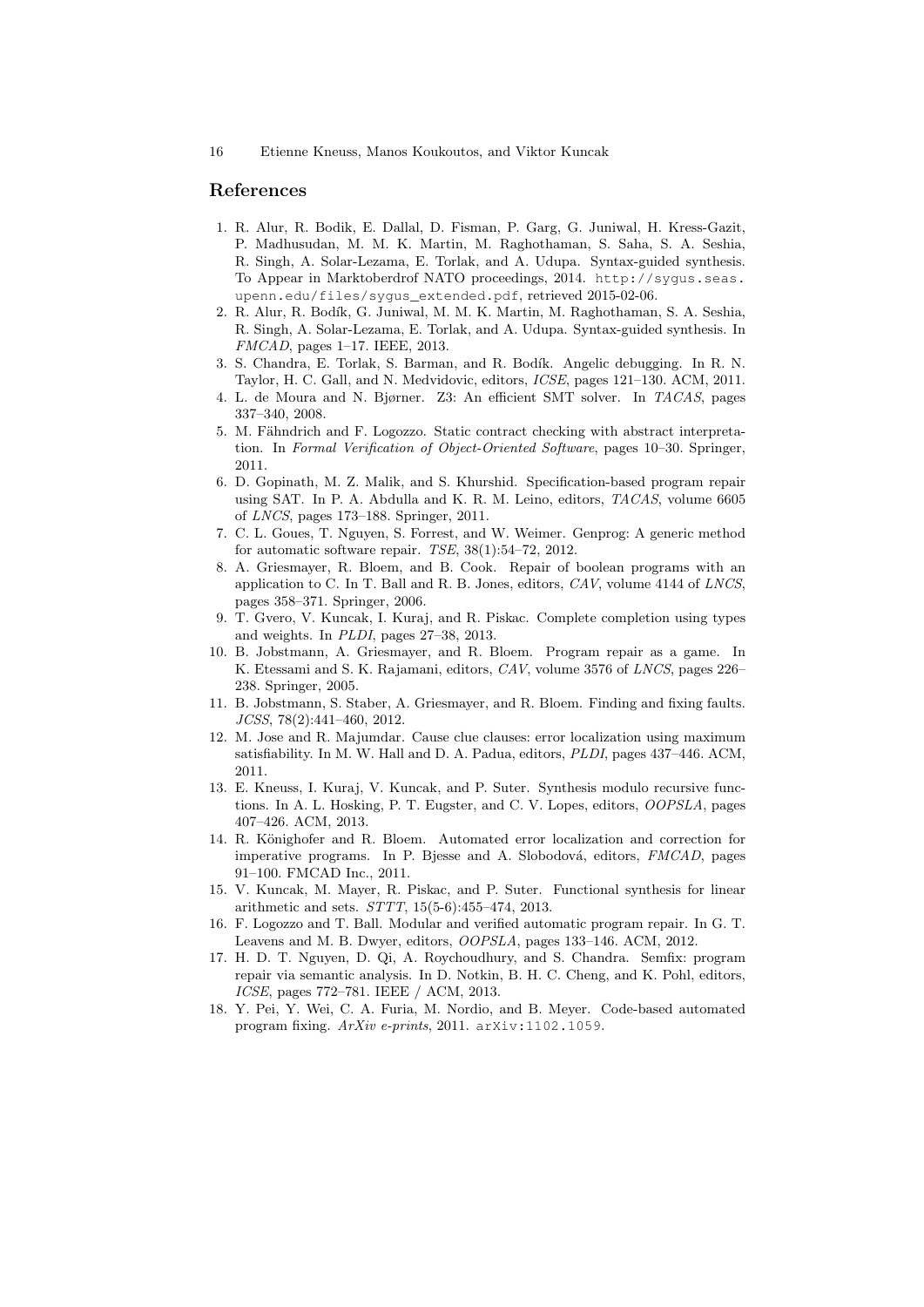## References

1. R. Alur, R. Bodik, E. Dallal, D. Fisman, P. Garg, G. Juniwal, H. Kress-Gazit, P. Madhusudan, M. M. K. Martin, M. Raghothaman, S. Saha, S. A. Seshia, R. Singh, A. Solar-Lezama, E. Torlak, and A. Udupa. Syntax-guided synthesis. To Appear in Marktoberdrof NATO proceedings, 2014. `http://sygus.seas.upenn.edu/files/sygus_extended.pdf`, retrieved 2015-02-06.
2. R. Alur, R. Bodík, G. Juniwal, M. M. K. Martin, M. Raghothaman, S. A. Seshia, R. Singh, A. Solar-Lezama, E. Torlak, and A. Udupa. Syntax-guided synthesis. In *FMCAD*, pages 1–17. IEEE, 2013.
3. S. Chandra, E. Torlak, S. Barman, and R. Bodík. Angelic debugging. In R. N. Taylor, H. C. Gall, and N. Medvidovic, editors, *ICSE*, pages 121–130. ACM, 2011.
4. L. de Moura and N. Bjørner. Z3: An efficient SMT solver. In *TACAS*, pages 337–340, 2008.
5. M. Fähndrich and F. Logozzo. Static contract checking with abstract interpretation. In *Formal Verification of Object-Oriented Software*, pages 10–30. Springer, 2011.
6. D. Gopinath, M. Z. Malik, and S. Khurshid. Specification-based program repair using SAT. In P. A. Abdulla and K. R. M. Leino, editors, *TACAS*, volume 6605 of *LNCS*, pages 173–188. Springer, 2011.
7. C. L. Goues, T. Nguyen, S. Forrest, and W. Weimer. Genprog: A generic method for automatic software repair. *TSE*, 38(1):54–72, 2012.
8. A. Griesmayer, R. Bloem, and B. Cook. Repair of boolean programs with an application to C. In T. Ball and R. B. Jones, editors, *CAV*, volume 4144 of *LNCS*, pages 358–371. Springer, 2006.
9. T. Gvero, V. Kuncak, I. Kuraj, and R. Piskac. Complete completion using types and weights. In *PLDI*, pages 27–38, 2013.
10. B. Jobstmann, A. Griesmayer, and R. Bloem. Program repair as a game. In K. Etessami and S. K. Rajamani, editors, *CAV*, volume 3576 of *LNCS*, pages 226–238. Springer, 2005.
11. B. Jobstmann, S. Staber, A. Griesmayer, and R. Bloem. Finding and fixing faults. *JCSS*, 78(2):441–460, 2012.
12. M. Jose and R. Majumdar. Cause clue clauses: error localization using maximum satisfiability. In M. W. Hall and D. A. Padua, editors, *PLDI*, pages 437–446. ACM, 2011.
13. E. Kneuss, I. Kuraj, V. Kuncak, and P. Suter. Synthesis modulo recursive functions. In A. L. Hosking, P. T. Eugster, and C. V. Lopes, editors, *OOPSLA*, pages 407–426. ACM, 2013.
14. R. Könighofer and R. Bloem. Automated error localization and correction for imperative programs. In P. Bjesse and A. Slobodová, editors, *FMCAD*, pages 91–100. FMCAD Inc., 2011.
15. V. Kuncak, M. Mayer, R. Piskac, and P. Suter. Functional synthesis for linear arithmetic and sets. *STTT*, 15(5-6):455–474, 2013.
16. F. Logozzo and T. Ball. Modular and verified automatic program repair. In G. T. Leavens and M. B. Dwyer, editors, *OOPSLA*, pages 133–146. ACM, 2012.
17. H. D. T. Nguyen, D. Qi, A. Roychoudhury, and S. Chandra. Semfix: program repair via semantic analysis. In D. Notkin, B. H. C. Cheng, and K. Pohl, editors, *ICSE*, pages 772–781. IEEE / ACM, 2013.
18. Y. Pei, Y. Wei, C. A. Furia, M. Nordio, and B. Meyer. Code-based automated program fixing. *ArXiv e-prints*, 2011. `arXiv:1102.1059`.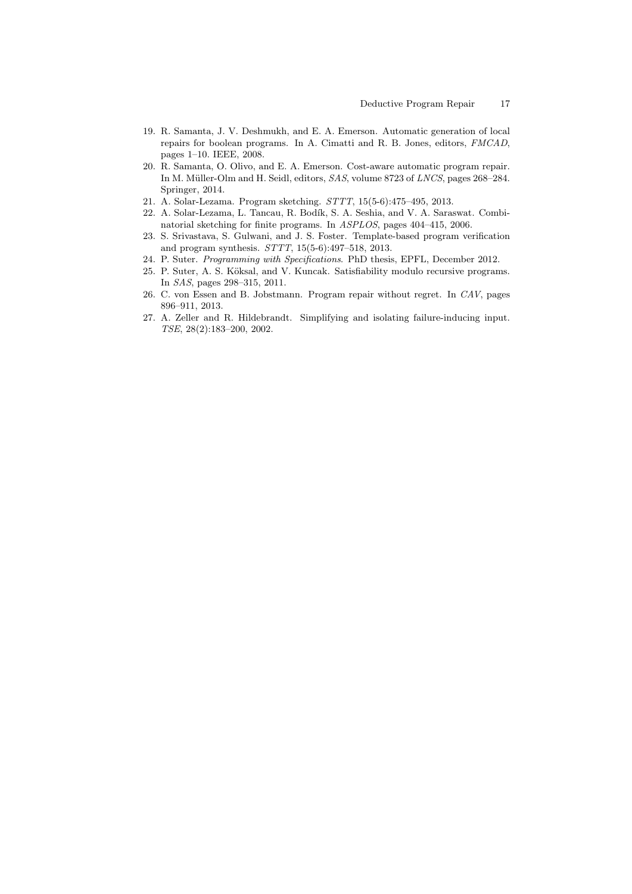19. R. Samanta, J. V. Deshmukh, and E. A. Emerson. Automatic generation of local repairs for boolean programs. In A. Cimatti and R. B. Jones, editors, *FMCAD*, pages 1–10. IEEE, 2008.
20. R. Samanta, O. Olivo, and E. A. Emerson. Cost-aware automatic program repair. In M. Müller-Olm and H. Seidl, editors, *SAS*, volume 8723 of *LNCS*, pages 268–284. Springer, 2014.
21. A. Solar-Lezama. Program sketching. *STTT*, 15(5-6):475–495, 2013.
22. A. Solar-Lezama, L. Tancau, R. Bodík, S. A. Seshia, and V. A. Saraswat. Combinatorial sketching for finite programs. In *ASPLOS*, pages 404–415, 2006.
23. S. Srivastava, S. Gulwani, and J. S. Foster. Template-based program verification and program synthesis. *STTT*, 15(5-6):497–518, 2013.
24. P. Suter. *Programming with Specifications*. PhD thesis, EPFL, December 2012.
25. P. Suter, A. S. Köksal, and V. Kuncak. Satisfiability modulo recursive programs. In *SAS*, pages 298–315, 2011.
26. C. von Essen and B. Jobstmann. Program repair without regret. In *CAV*, pages 896–911, 2013.
27. A. Zeller and R. Hildebrandt. Simplifying and isolating failure-inducing input. *TSE*, 28(2):183–200, 2002.